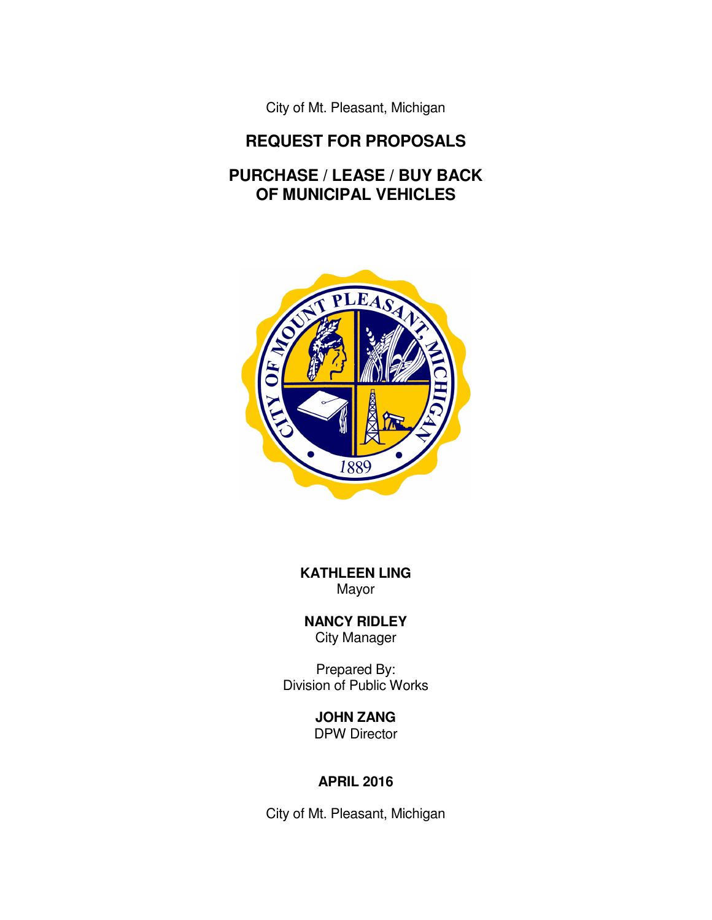City of Mt. Pleasant, Michigan

# REQUEST FOR PROPOSALS

# PURCHASE / LEASE / BUY BACK OF MUNICIPAL VEHICLES

**KATHLEEN LING**
Mayor

**NANCY RIDLEY**
City Manager

Prepared By:
Division of Public Works

**JOHN ZANG**
DPW Director

**APRIL 2016**

City of Mt. Pleasant, Michigan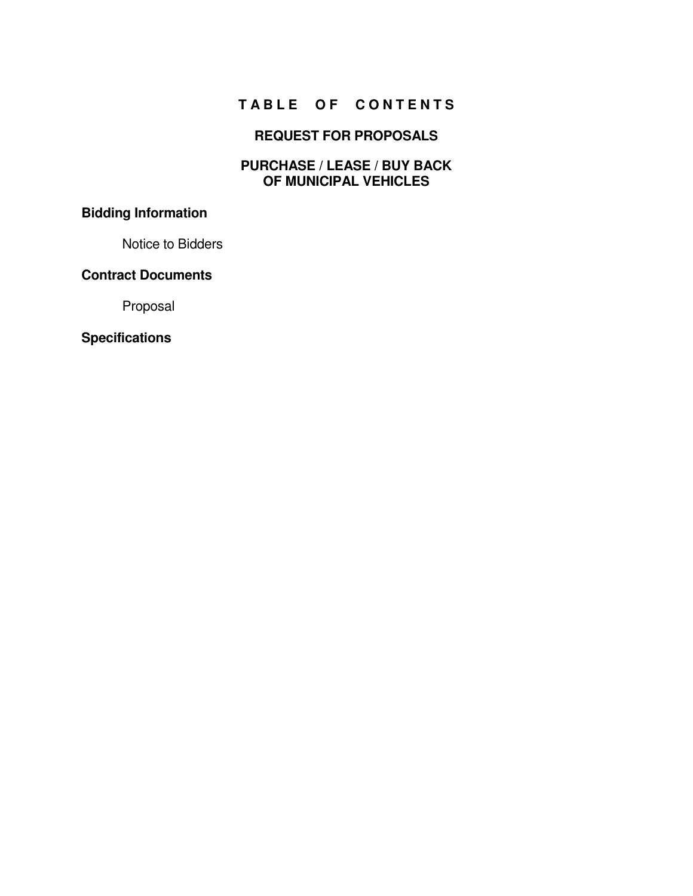# TABLE OF CONTENTS

## REQUEST FOR PROPOSALS

## PURCHASE / LEASE / BUY BACK OF MUNICIPAL VEHICLES

**Bidding Information**

Notice to Bidders

**Contract Documents**

Proposal

**Specifications**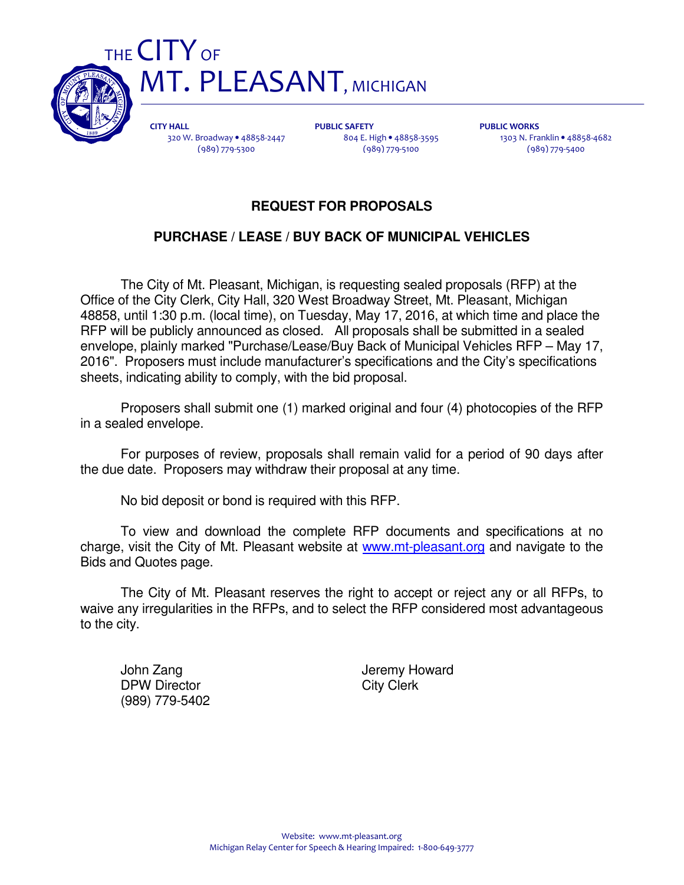# THE CITY OF MT. PLEASANT, MICHIGAN

**CITY HALL**
320 W. Broadway • 48858-2447
(989) 779-5300

**PUBLIC SAFETY**
804 E. High • 48858-3595
(989) 779-5100

**PUBLIC WORKS**
1303 N. Franklin • 48858-4682
(989) 779-5400

## REQUEST FOR PROPOSALS

## PURCHASE / LEASE / BUY BACK OF MUNICIPAL VEHICLES

The City of Mt. Pleasant, Michigan, is requesting sealed proposals (RFP) at the Office of the City Clerk, City Hall, 320 West Broadway Street, Mt. Pleasant, Michigan 48858, until 1:30 p.m. (local time), on Tuesday, May 17, 2016, at which time and place the RFP will be publicly announced as closed. All proposals shall be submitted in a sealed envelope, plainly marked "Purchase/Lease/Buy Back of Municipal Vehicles RFP – May 17, 2016". Proposers must include manufacturer's specifications and the City's specifications sheets, indicating ability to comply, with the bid proposal.

Proposers shall submit one (1) marked original and four (4) photocopies of the RFP in a sealed envelope.

For purposes of review, proposals shall remain valid for a period of 90 days after the due date. Proposers may withdraw their proposal at any time.

No bid deposit or bond is required with this RFP.

To view and download the complete RFP documents and specifications at no charge, visit the City of Mt. Pleasant website at www.mt-pleasant.org and navigate to the Bids and Quotes page.

The City of Mt. Pleasant reserves the right to accept or reject any or all RFPs, to waive any irregularities in the RFPs, and to select the RFP considered most advantageous to the city.

John Zang
DPW Director
(989) 779-5402

Jeremy Howard
City Clerk

Website: www.mt-pleasant.org
Michigan Relay Center for Speech & Hearing Impaired: 1-800-649-3777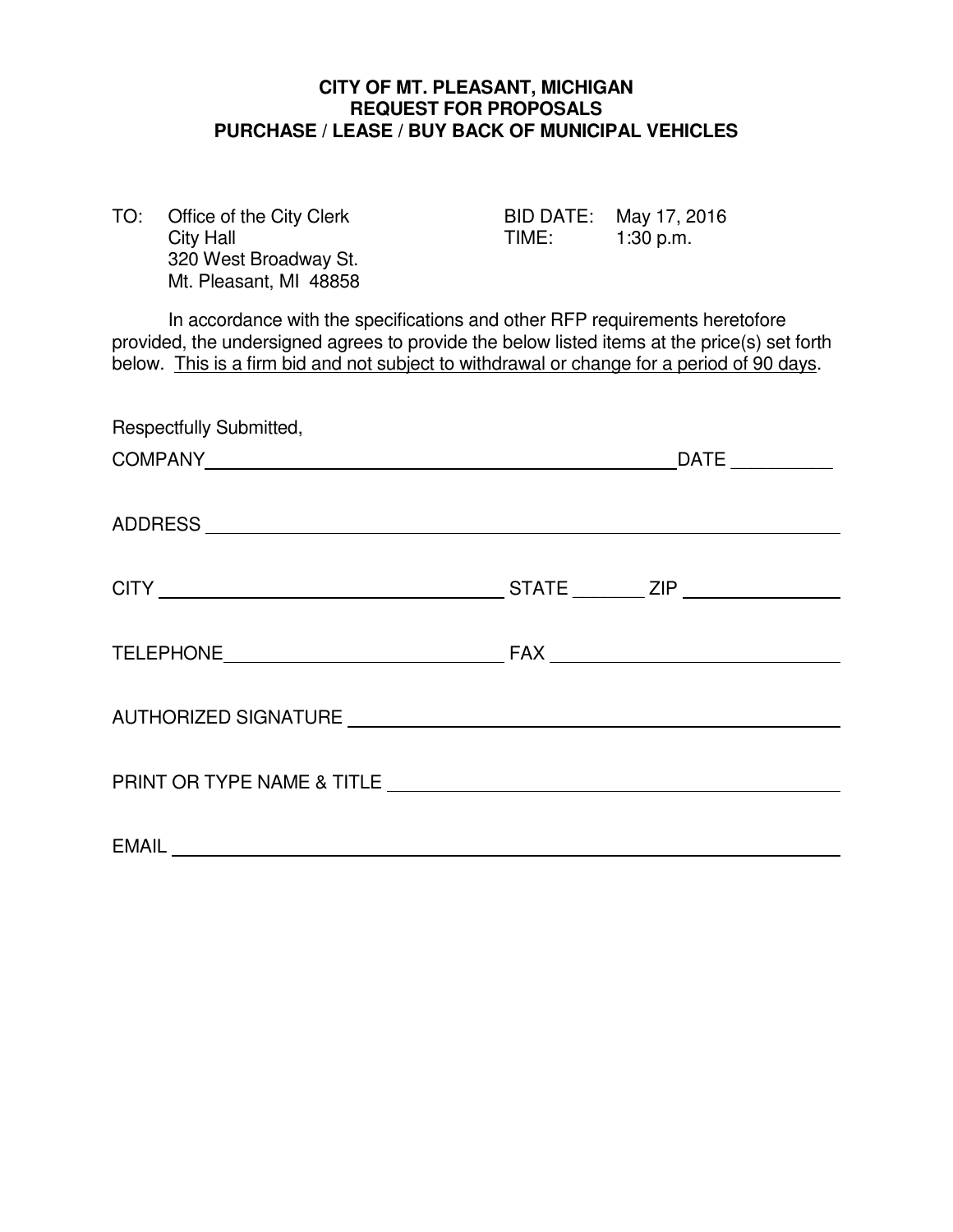# CITY OF MT. PLEASANT, MICHIGAN
## REQUEST FOR PROPOSALS
## PURCHASE / LEASE / BUY BACK OF MUNICIPAL VEHICLES

| | | | |
|---|---|---|---|
| TO: | Office of the City Clerk<br>City Hall<br>320 West Broadway St.<br>Mt. Pleasant, MI 48858 | BID DATE:<br>TIME: | May 17, 2016<br>1:30 p.m. |

In accordance with the specifications and other RFP requirements heretofore provided, the undersigned agrees to provide the below listed items at the price(s) set forth below. <u>This is a firm bid and not subject to withdrawal or change for a period of 90 days</u>.

Respectfully Submitted,

COMPANY_______________________________________________ DATE __________

ADDRESS ______________________________________________________________

CITY ________________________________ STATE _______ ZIP _______________

TELEPHONE___________________________ FAX __________________________

AUTHORIZED SIGNATURE _______________________________________________

PRINT OR TYPE NAME & TITLE __________________________________________

EMAIL ________________________________________________________________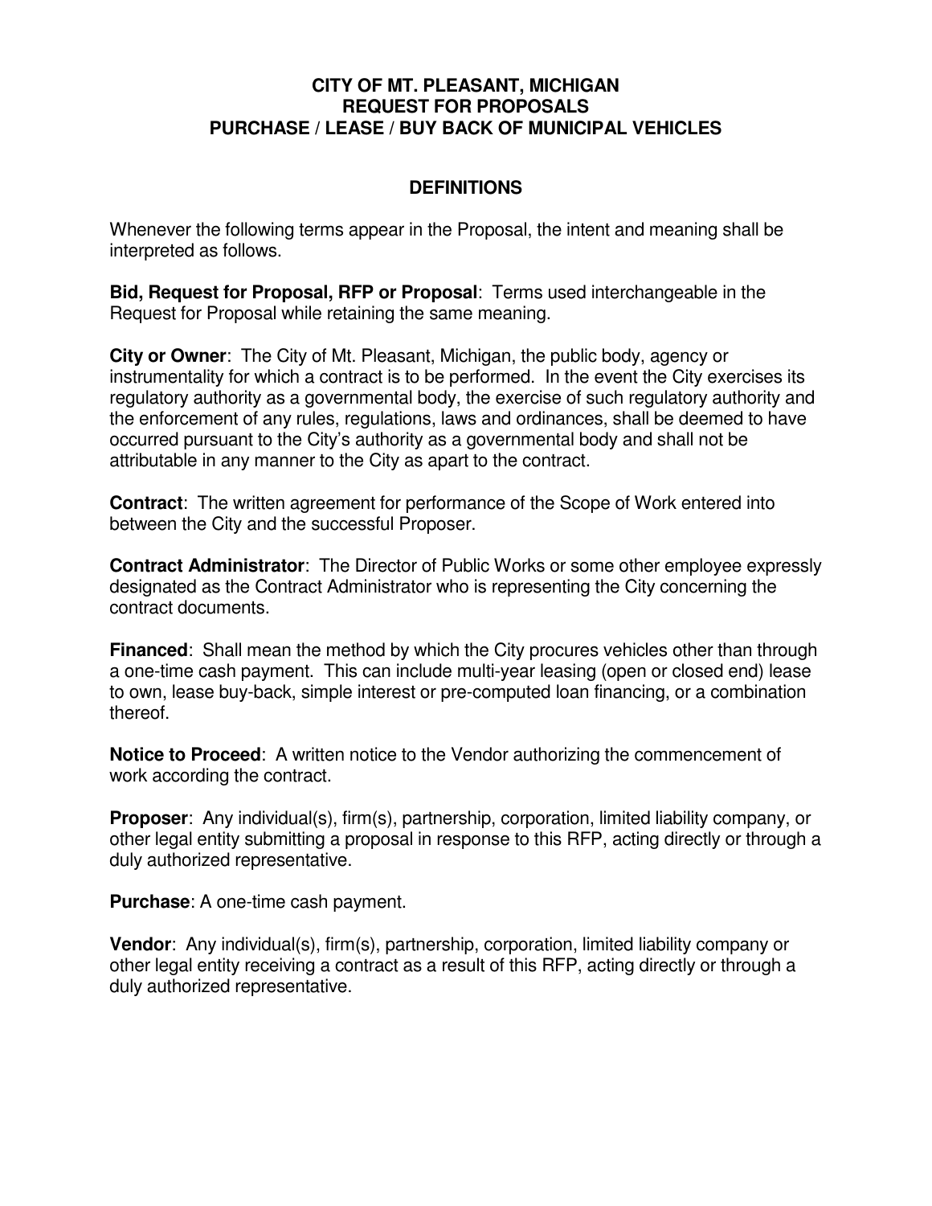# CITY OF MT. PLEASANT, MICHIGAN
# REQUEST FOR PROPOSALS
# PURCHASE / LEASE / BUY BACK OF MUNICIPAL VEHICLES

## DEFINITIONS

Whenever the following terms appear in the Proposal, the intent and meaning shall be interpreted as follows.

**Bid, Request for Proposal, RFP or Proposal**: Terms used interchangeable in the Request for Proposal while retaining the same meaning.

**City or Owner**: The City of Mt. Pleasant, Michigan, the public body, agency or instrumentality for which a contract is to be performed. In the event the City exercises its regulatory authority as a governmental body, the exercise of such regulatory authority and the enforcement of any rules, regulations, laws and ordinances, shall be deemed to have occurred pursuant to the City's authority as a governmental body and shall not be attributable in any manner to the City as apart to the contract.

**Contract**: The written agreement for performance of the Scope of Work entered into between the City and the successful Proposer.

**Contract Administrator**: The Director of Public Works or some other employee expressly designated as the Contract Administrator who is representing the City concerning the contract documents.

**Financed**: Shall mean the method by which the City procures vehicles other than through a one-time cash payment. This can include multi-year leasing (open or closed end) lease to own, lease buy-back, simple interest or pre-computed loan financing, or a combination thereof.

**Notice to Proceed**: A written notice to the Vendor authorizing the commencement of work according the contract.

**Proposer**: Any individual(s), firm(s), partnership, corporation, limited liability company, or other legal entity submitting a proposal in response to this RFP, acting directly or through a duly authorized representative.

**Purchase**: A one-time cash payment.

**Vendor**: Any individual(s), firm(s), partnership, corporation, limited liability company or other legal entity receiving a contract as a result of this RFP, acting directly or through a duly authorized representative.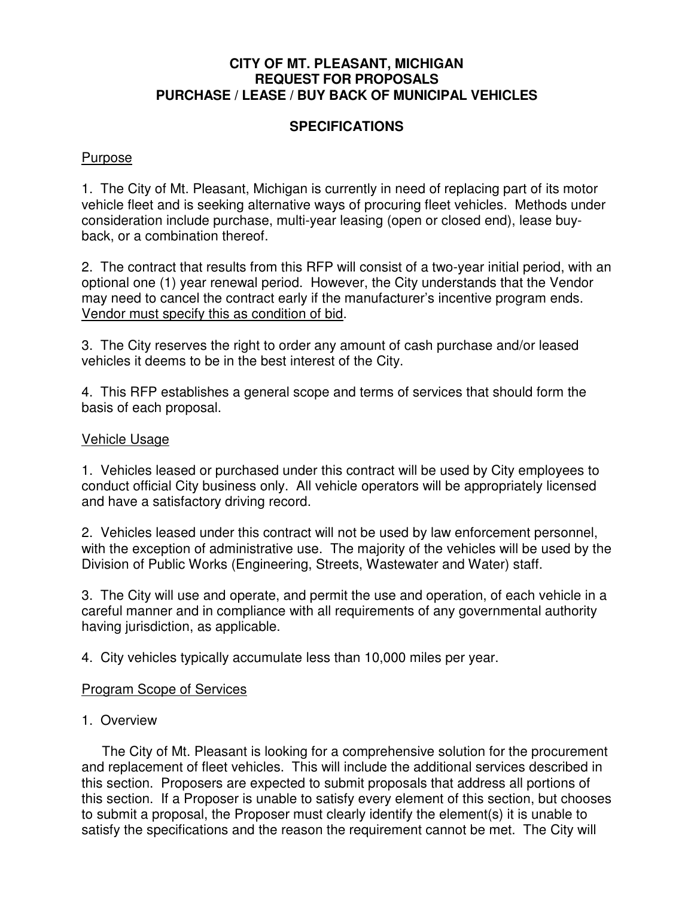**CITY OF MT. PLEASANT, MICHIGAN**
**REQUEST FOR PROPOSALS**
**PURCHASE / LEASE / BUY BACK OF MUNICIPAL VEHICLES**

**SPECIFICATIONS**

<u>Purpose</u>

1. The City of Mt. Pleasant, Michigan is currently in need of replacing part of its motor vehicle fleet and is seeking alternative ways of procuring fleet vehicles. Methods under consideration include purchase, multi-year leasing (open or closed end), lease buy-back, or a combination thereof.

2. The contract that results from this RFP will consist of a two-year initial period, with an optional one (1) year renewal period. However, the City understands that the Vendor may need to cancel the contract early if the manufacturer's incentive program ends. <u>Vendor must specify this as condition of bid</u>.

3. The City reserves the right to order any amount of cash purchase and/or leased vehicles it deems to be in the best interest of the City.

4. This RFP establishes a general scope and terms of services that should form the basis of each proposal.

<u>Vehicle Usage</u>

1. Vehicles leased or purchased under this contract will be used by City employees to conduct official City business only. All vehicle operators will be appropriately licensed and have a satisfactory driving record.

2. Vehicles leased under this contract will not be used by law enforcement personnel, with the exception of administrative use. The majority of the vehicles will be used by the Division of Public Works (Engineering, Streets, Wastewater and Water) staff.

3. The City will use and operate, and permit the use and operation, of each vehicle in a careful manner and in compliance with all requirements of any governmental authority having jurisdiction, as applicable.

4. City vehicles typically accumulate less than 10,000 miles per year.

<u>Program Scope of Services</u>

1. Overview

The City of Mt. Pleasant is looking for a comprehensive solution for the procurement and replacement of fleet vehicles. This will include the additional services described in this section. Proposers are expected to submit proposals that address all portions of this section. If a Proposer is unable to satisfy every element of this section, but chooses to submit a proposal, the Proposer must clearly identify the element(s) it is unable to satisfy the specifications and the reason the requirement cannot be met. The City will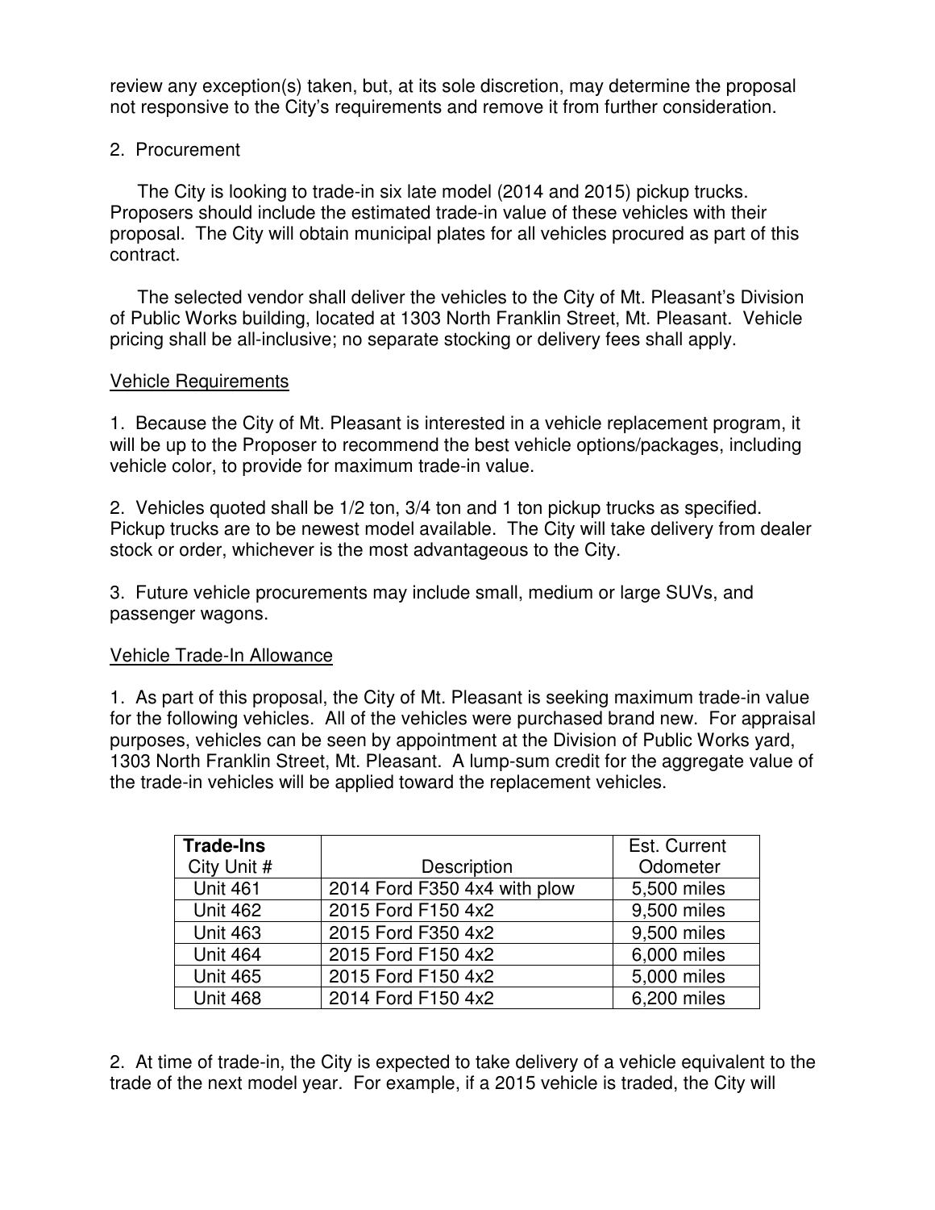review any exception(s) taken, but, at its sole discretion, may determine the proposal not responsive to the City's requirements and remove it from further consideration.

2. Procurement

The City is looking to trade-in six late model (2014 and 2015) pickup trucks. Proposers should include the estimated trade-in value of these vehicles with their proposal. The City will obtain municipal plates for all vehicles procured as part of this contract.

The selected vendor shall deliver the vehicles to the City of Mt. Pleasant's Division of Public Works building, located at 1303 North Franklin Street, Mt. Pleasant. Vehicle pricing shall be all-inclusive; no separate stocking or delivery fees shall apply.

Vehicle Requirements

1. Because the City of Mt. Pleasant is interested in a vehicle replacement program, it will be up to the Proposer to recommend the best vehicle options/packages, including vehicle color, to provide for maximum trade-in value.

2. Vehicles quoted shall be 1/2 ton, 3/4 ton and 1 ton pickup trucks as specified. Pickup trucks are to be newest model available. The City will take delivery from dealer stock or order, whichever is the most advantageous to the City.

3. Future vehicle procurements may include small, medium or large SUVs, and passenger wagons.

Vehicle Trade-In Allowance

1. As part of this proposal, the City of Mt. Pleasant is seeking maximum trade-in value for the following vehicles. All of the vehicles were purchased brand new. For appraisal purposes, vehicles can be seen by appointment at the Division of Public Works yard, 1303 North Franklin Street, Mt. Pleasant. A lump-sum credit for the aggregate value of the trade-in vehicles will be applied toward the replacement vehicles.

| **Trade-Ins** City Unit # | Description | Est. Current Odometer |
|---|---|---|
| Unit 461 | 2014 Ford F350 4x4 with plow | 5,500 miles |
| Unit 462 | 2015 Ford F150 4x2 | 9,500 miles |
| Unit 463 | 2015 Ford F350 4x2 | 9,500 miles |
| Unit 464 | 2015 Ford F150 4x2 | 6,000 miles |
| Unit 465 | 2015 Ford F150 4x2 | 5,000 miles |
| Unit 468 | 2014 Ford F150 4x2 | 6,200 miles |

2. At time of trade-in, the City is expected to take delivery of a vehicle equivalent to the trade of the next model year. For example, if a 2015 vehicle is traded, the City will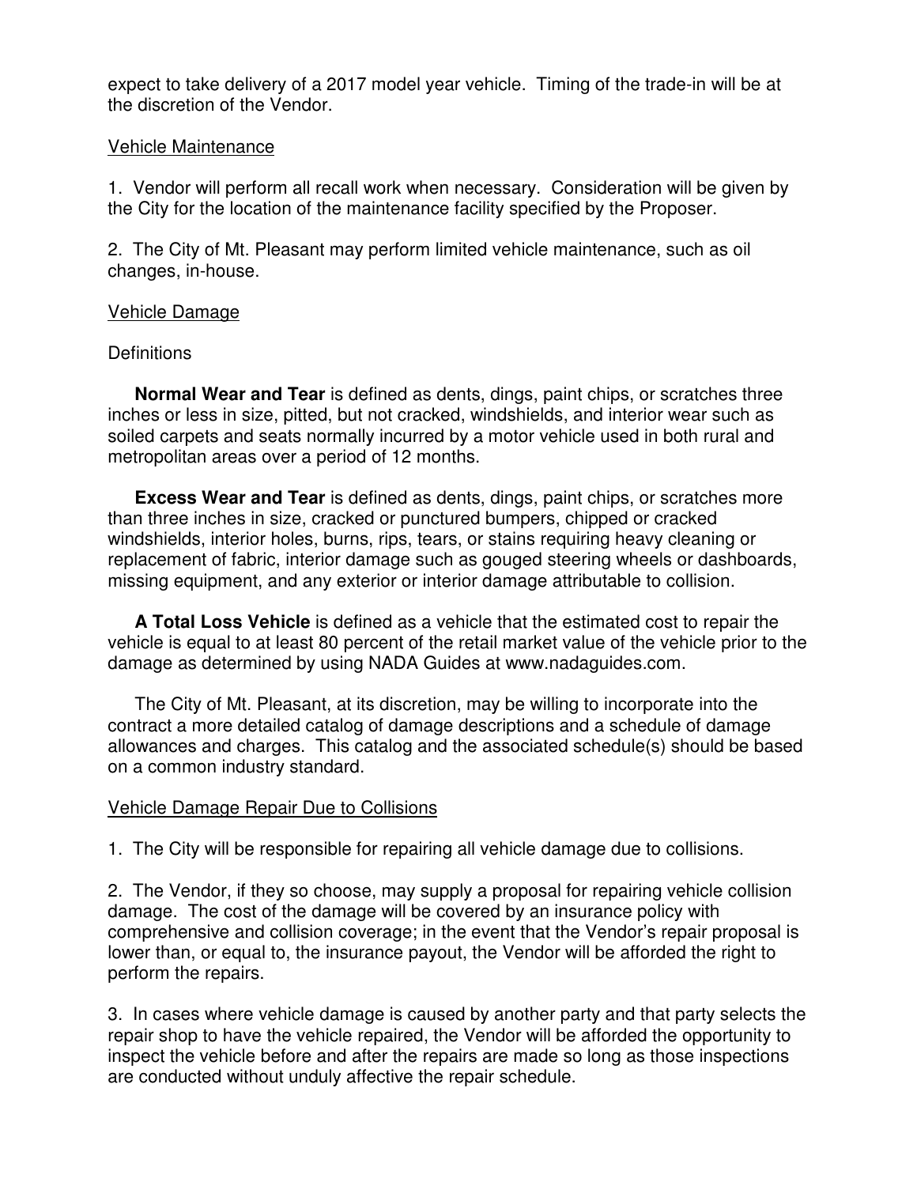expect to take delivery of a 2017 model year vehicle. Timing of the trade-in will be at the discretion of the Vendor.

Vehicle Maintenance

1. Vendor will perform all recall work when necessary. Consideration will be given by the City for the location of the maintenance facility specified by the Proposer.

2. The City of Mt. Pleasant may perform limited vehicle maintenance, such as oil changes, in-house.

Vehicle Damage

Definitions

**Normal Wear and Tear** is defined as dents, dings, paint chips, or scratches three inches or less in size, pitted, but not cracked, windshields, and interior wear such as soiled carpets and seats normally incurred by a motor vehicle used in both rural and metropolitan areas over a period of 12 months.

**Excess Wear and Tear** is defined as dents, dings, paint chips, or scratches more than three inches in size, cracked or punctured bumpers, chipped or cracked windshields, interior holes, burns, rips, tears, or stains requiring heavy cleaning or replacement of fabric, interior damage such as gouged steering wheels or dashboards, missing equipment, and any exterior or interior damage attributable to collision.

**A Total Loss Vehicle** is defined as a vehicle that the estimated cost to repair the vehicle is equal to at least 80 percent of the retail market value of the vehicle prior to the damage as determined by using NADA Guides at www.nadaguides.com.

The City of Mt. Pleasant, at its discretion, may be willing to incorporate into the contract a more detailed catalog of damage descriptions and a schedule of damage allowances and charges. This catalog and the associated schedule(s) should be based on a common industry standard.

Vehicle Damage Repair Due to Collisions

1. The City will be responsible for repairing all vehicle damage due to collisions.

2. The Vendor, if they so choose, may supply a proposal for repairing vehicle collision damage. The cost of the damage will be covered by an insurance policy with comprehensive and collision coverage; in the event that the Vendor's repair proposal is lower than, or equal to, the insurance payout, the Vendor will be afforded the right to perform the repairs.

3. In cases where vehicle damage is caused by another party and that party selects the repair shop to have the vehicle repaired, the Vendor will be afforded the opportunity to inspect the vehicle before and after the repairs are made so long as those inspections are conducted without unduly affective the repair schedule.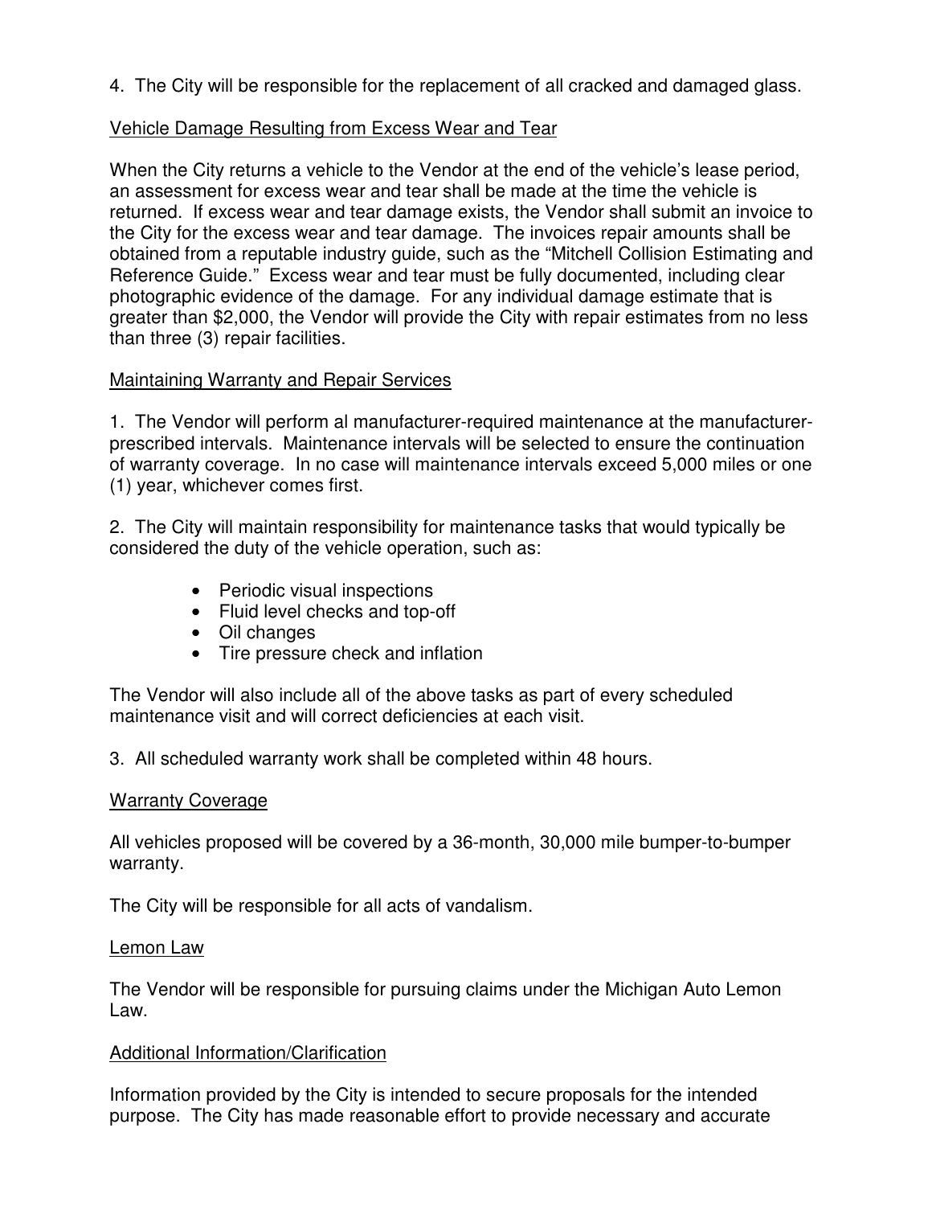4. The City will be responsible for the replacement of all cracked and damaged glass.

<u>Vehicle Damage Resulting from Excess Wear and Tear</u>

When the City returns a vehicle to the Vendor at the end of the vehicle's lease period, an assessment for excess wear and tear shall be made at the time the vehicle is returned. If excess wear and tear damage exists, the Vendor shall submit an invoice to the City for the excess wear and tear damage. The invoices repair amounts shall be obtained from a reputable industry guide, such as the "Mitchell Collision Estimating and Reference Guide." Excess wear and tear must be fully documented, including clear photographic evidence of the damage. For any individual damage estimate that is greater than $2,000, the Vendor will provide the City with repair estimates from no less than three (3) repair facilities.

<u>Maintaining Warranty and Repair Services</u>

1. The Vendor will perform al manufacturer-required maintenance at the manufacturer-prescribed intervals. Maintenance intervals will be selected to ensure the continuation of warranty coverage. In no case will maintenance intervals exceed 5,000 miles or one (1) year, whichever comes first.

2. The City will maintain responsibility for maintenance tasks that would typically be considered the duty of the vehicle operation, such as:

- Periodic visual inspections
- Fluid level checks and top-off
- Oil changes
- Tire pressure check and inflation

The Vendor will also include all of the above tasks as part of every scheduled maintenance visit and will correct deficiencies at each visit.

3. All scheduled warranty work shall be completed within 48 hours.

<u>Warranty Coverage</u>

All vehicles proposed will be covered by a 36-month, 30,000 mile bumper-to-bumper warranty.

The City will be responsible for all acts of vandalism.

<u>Lemon Law</u>

The Vendor will be responsible for pursuing claims under the Michigan Auto Lemon Law.

<u>Additional Information/Clarification</u>

Information provided by the City is intended to secure proposals for the intended purpose. The City has made reasonable effort to provide necessary and accurate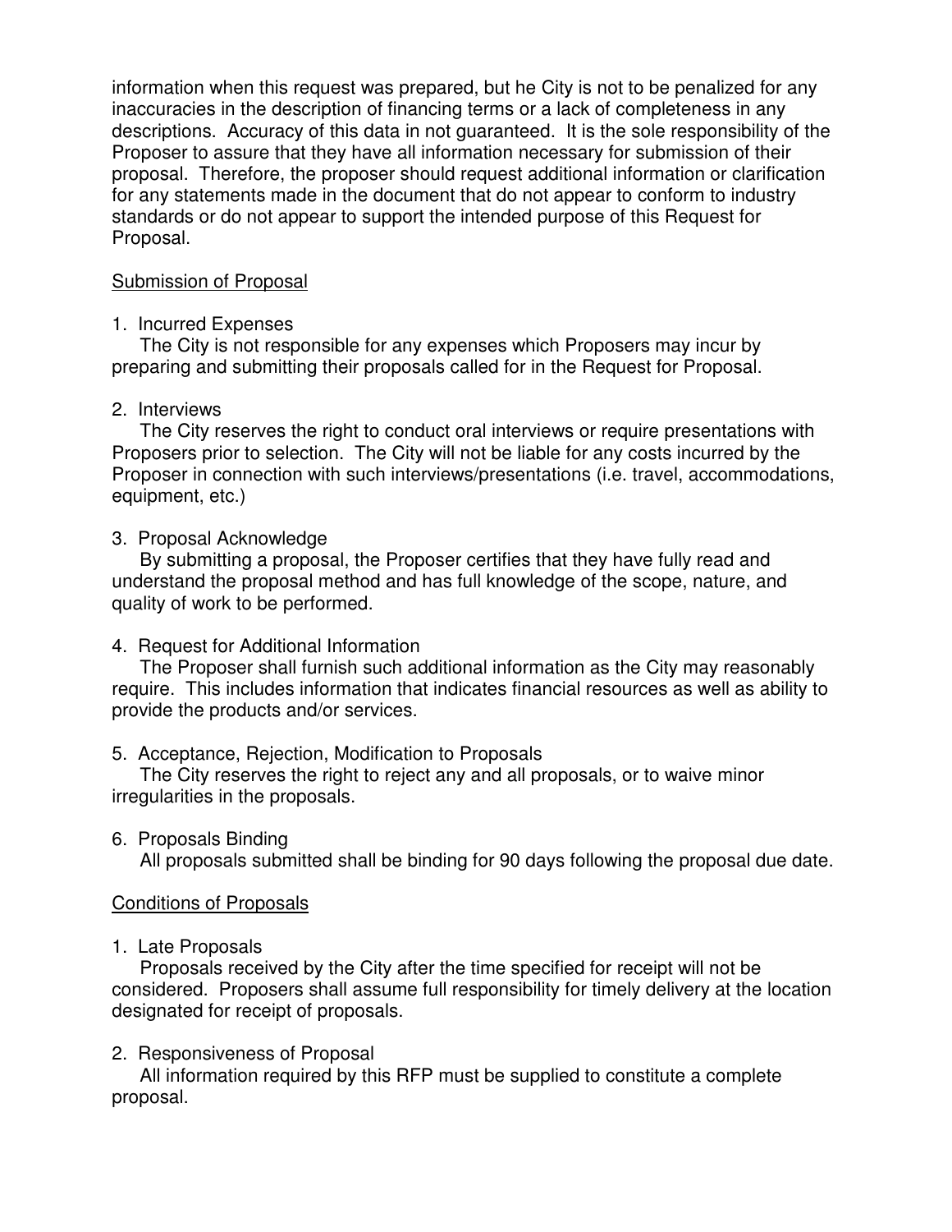information when this request was prepared, but he City is not to be penalized for any inaccuracies in the description of financing terms or a lack of completeness in any descriptions. Accuracy of this data in not guaranteed. It is the sole responsibility of the Proposer to assure that they have all information necessary for submission of their proposal. Therefore, the proposer should request additional information or clarification for any statements made in the document that do not appear to conform to industry standards or do not appear to support the intended purpose of this Request for Proposal.

<u>Submission of Proposal</u>

1. Incurred Expenses
   The City is not responsible for any expenses which Proposers may incur by preparing and submitting their proposals called for in the Request for Proposal.

2. Interviews
   The City reserves the right to conduct oral interviews or require presentations with Proposers prior to selection. The City will not be liable for any costs incurred by the Proposer in connection with such interviews/presentations (i.e. travel, accommodations, equipment, etc.)

3. Proposal Acknowledge
   By submitting a proposal, the Proposer certifies that they have fully read and understand the proposal method and has full knowledge of the scope, nature, and quality of work to be performed.

4. Request for Additional Information
   The Proposer shall furnish such additional information as the City may reasonably require. This includes information that indicates financial resources as well as ability to provide the products and/or services.

5. Acceptance, Rejection, Modification to Proposals
   The City reserves the right to reject any and all proposals, or to waive minor irregularities in the proposals.

6. Proposals Binding
   All proposals submitted shall be binding for 90 days following the proposal due date.

<u>Conditions of Proposals</u>

1. Late Proposals
   Proposals received by the City after the time specified for receipt will not be considered. Proposers shall assume full responsibility for timely delivery at the location designated for receipt of proposals.

2. Responsiveness of Proposal
   All information required by this RFP must be supplied to constitute a complete proposal.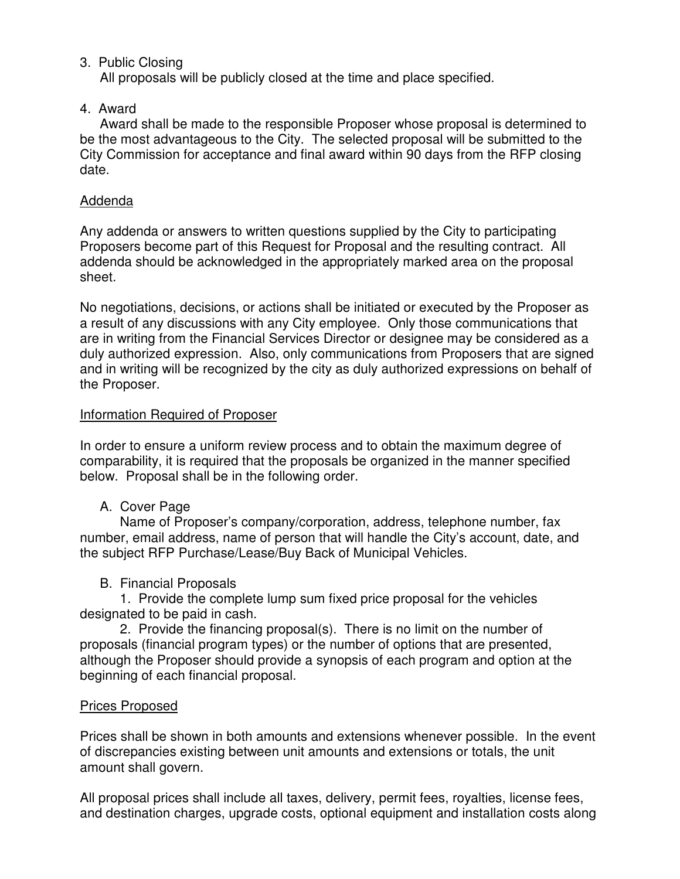3. Public Closing
   All proposals will be publicly closed at the time and place specified.

4. Award
   Award shall be made to the responsible Proposer whose proposal is determined to be the most advantageous to the City. The selected proposal will be submitted to the City Commission for acceptance and final award within 90 days from the RFP closing date.

<u>Addenda</u>

Any addenda or answers to written questions supplied by the City to participating Proposers become part of this Request for Proposal and the resulting contract. All addenda should be acknowledged in the appropriately marked area on the proposal sheet.

No negotiations, decisions, or actions shall be initiated or executed by the Proposer as a result of any discussions with any City employee. Only those communications that are in writing from the Financial Services Director or designee may be considered as a duly authorized expression. Also, only communications from Proposers that are signed and in writing will be recognized by the city as duly authorized expressions on behalf of the Proposer.

<u>Information Required of Proposer</u>

In order to ensure a uniform review process and to obtain the maximum degree of comparability, it is required that the proposals be organized in the manner specified below. Proposal shall be in the following order.

A. Cover Page
   Name of Proposer's company/corporation, address, telephone number, fax number, email address, name of person that will handle the City's account, date, and the subject RFP Purchase/Lease/Buy Back of Municipal Vehicles.

B. Financial Proposals
   1. Provide the complete lump sum fixed price proposal for the vehicles designated to be paid in cash.
   2. Provide the financing proposal(s). There is no limit on the number of proposals (financial program types) or the number of options that are presented, although the Proposer should provide a synopsis of each program and option at the beginning of each financial proposal.

<u>Prices Proposed</u>

Prices shall be shown in both amounts and extensions whenever possible. In the event of discrepancies existing between unit amounts and extensions or totals, the unit amount shall govern.

All proposal prices shall include all taxes, delivery, permit fees, royalties, license fees, and destination charges, upgrade costs, optional equipment and installation costs along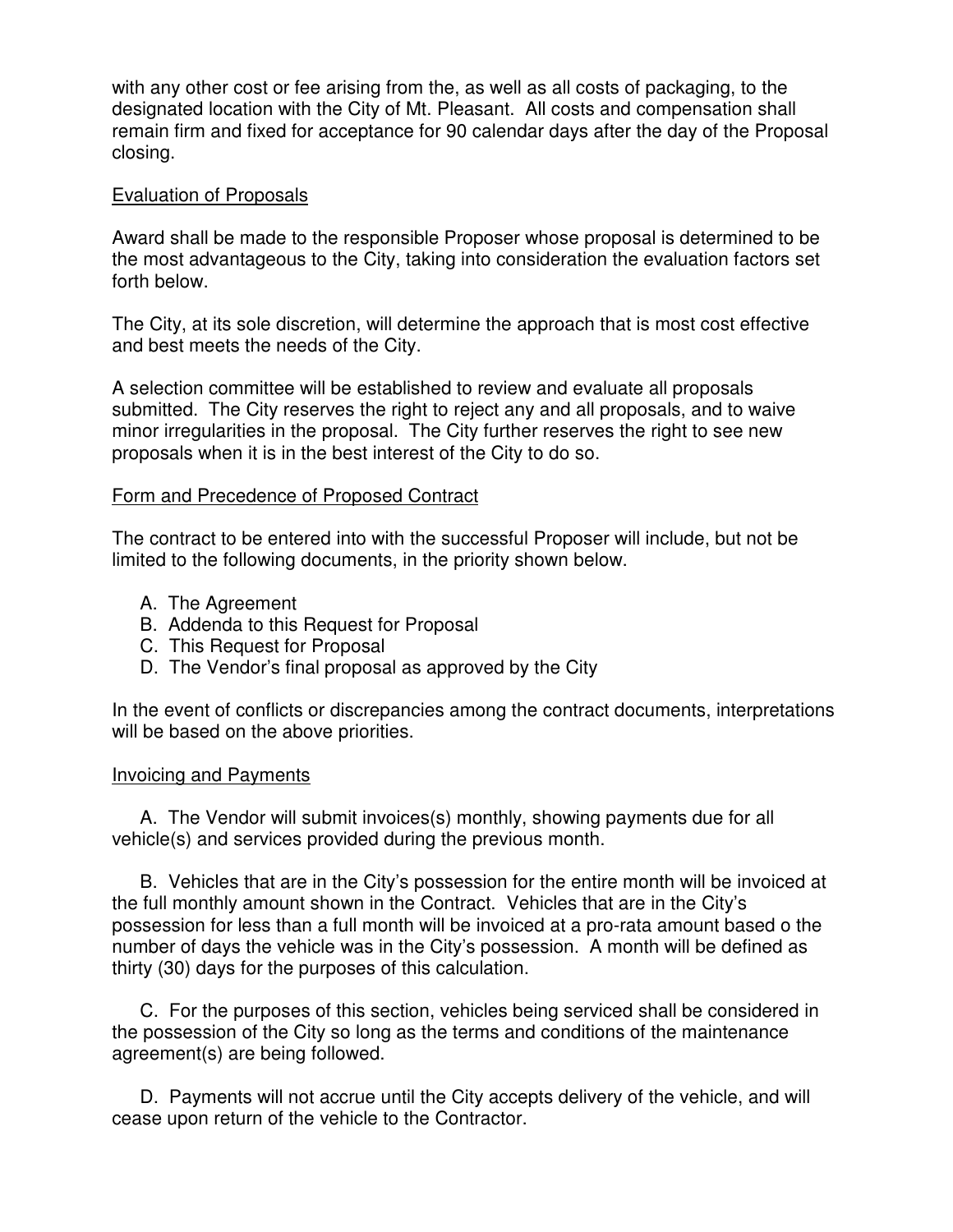with any other cost or fee arising from the, as well as all costs of packaging, to the designated location with the City of Mt. Pleasant. All costs and compensation shall remain firm and fixed for acceptance for 90 calendar days after the day of the Proposal closing.

## Evaluation of Proposals

Award shall be made to the responsible Proposer whose proposal is determined to be the most advantageous to the City, taking into consideration the evaluation factors set forth below.

The City, at its sole discretion, will determine the approach that is most cost effective and best meets the needs of the City.

A selection committee will be established to review and evaluate all proposals submitted. The City reserves the right to reject any and all proposals, and to waive minor irregularities in the proposal. The City further reserves the right to see new proposals when it is in the best interest of the City to do so.

## Form and Precedence of Proposed Contract

The contract to be entered into with the successful Proposer will include, but not be limited to the following documents, in the priority shown below.

A. The Agreement
B. Addenda to this Request for Proposal
C. This Request for Proposal
D. The Vendor's final proposal as approved by the City

In the event of conflicts or discrepancies among the contract documents, interpretations will be based on the above priorities.

## Invoicing and Payments

A. The Vendor will submit invoices(s) monthly, showing payments due for all vehicle(s) and services provided during the previous month.

B. Vehicles that are in the City's possession for the entire month will be invoiced at the full monthly amount shown in the Contract. Vehicles that are in the City's possession for less than a full month will be invoiced at a pro-rata amount based o the number of days the vehicle was in the City's possession. A month will be defined as thirty (30) days for the purposes of this calculation.

C. For the purposes of this section, vehicles being serviced shall be considered in the possession of the City so long as the terms and conditions of the maintenance agreement(s) are being followed.

D. Payments will not accrue until the City accepts delivery of the vehicle, and will cease upon return of the vehicle to the Contractor.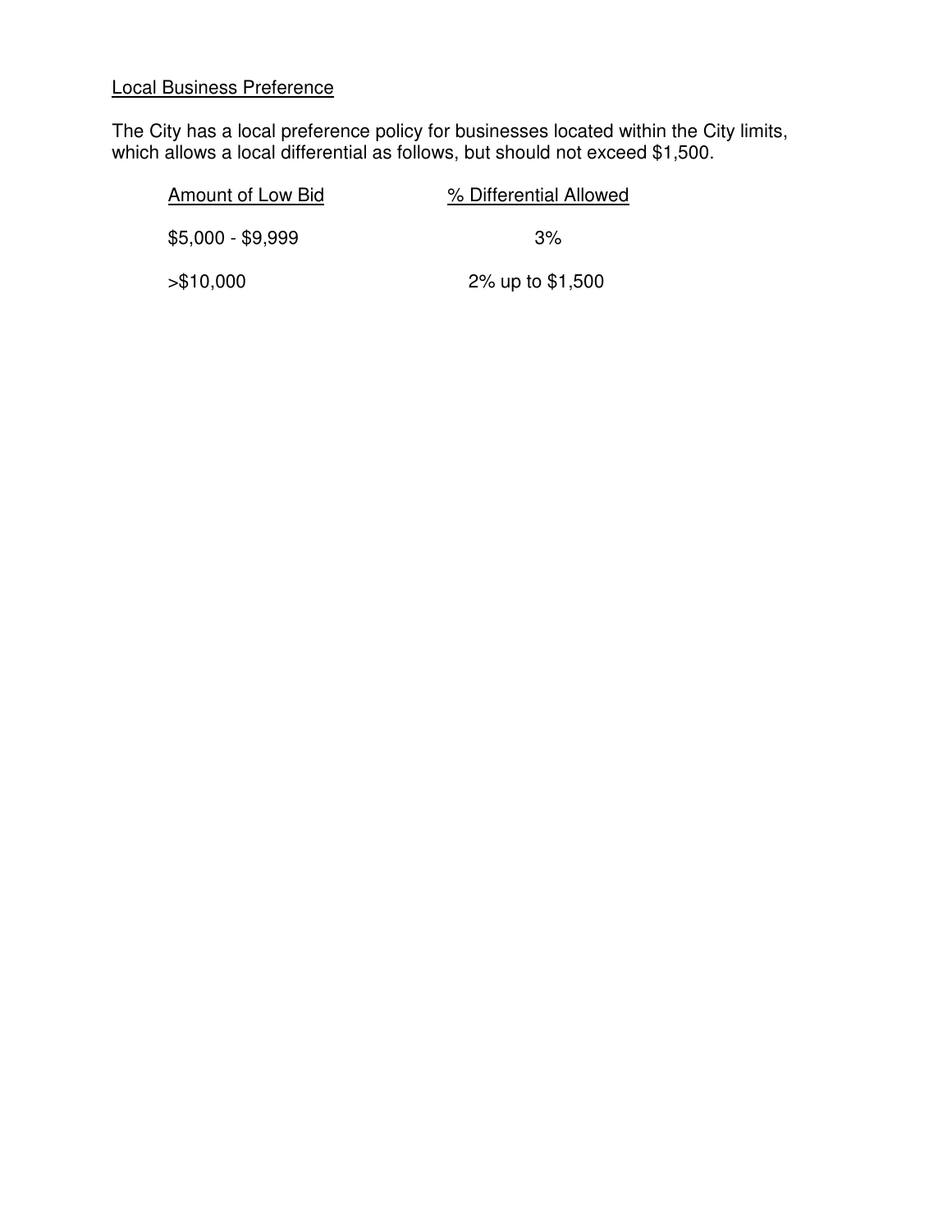## Local Business Preference

The City has a local preference policy for businesses located within the City limits, which allows a local differential as follows, but should not exceed $1,500.

| Amount of Low Bid | % Differential Allowed |
| --- | --- |
| $5,000 - $9,999 | 3% |
| >$10,000 | 2% up to $1,500 |